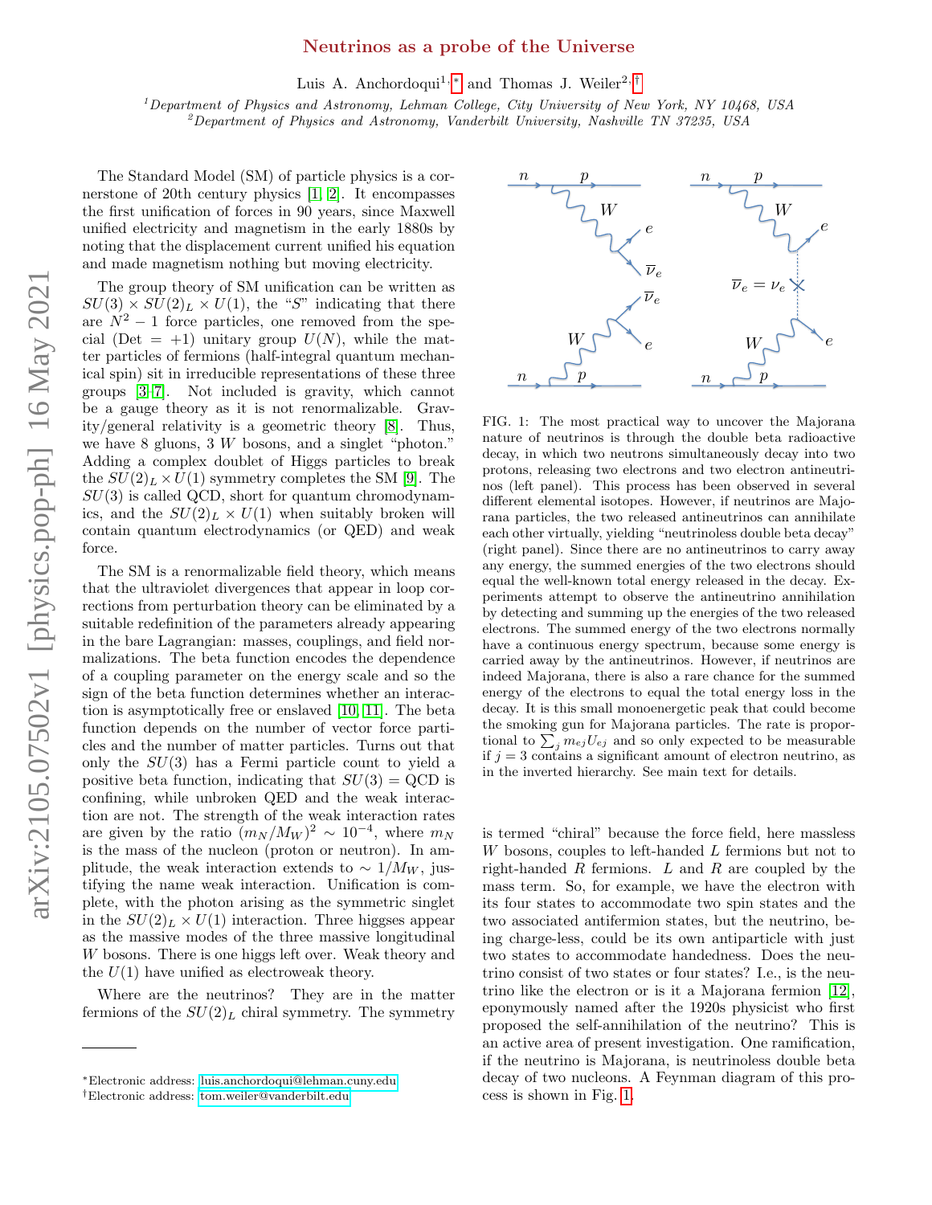# Neutrinos as a probe of the Universe

Luis A. Anchordoqui[1,*] and Thomas J. Weiler[2,†]

[1]*Department of Physics and Astronomy, Lehman College, City University of New York, NY 10468, USA*
[2]*Department of Physics and Astronomy, Vanderbilt University, Nashville TN 37235, USA*

The Standard Model (SM) of particle physics is a cornerstone of 20th century physics [1, 2]. It encompasses the first unification of forces in 90 years, since Maxwell unified electricity and magnetism in the early 1880s by noting that the displacement current unified his equation and made magnetism nothing but moving electricity.

The group theory of SM unification can be written as $SU(3) \times SU(2)_L \times U(1)$, the "$S$" indicating that there are $N^2 - 1$ force particles, one removed from the special (Det = +1) unitary group $U(N)$, while the matter particles of fermions (half-integral quantum mechanical spin) sit in irreducible representations of these three groups [3–7]. Not included is gravity, which cannot be a gauge theory as it is not renormalizable. Gravity/general relativity is a geometric theory [8]. Thus, we have 8 gluons, 3 $W$ bosons, and a singlet "photon." Adding a complex doublet of Higgs particles to break the $SU(2)_L \times U(1)$ symmetry completes the SM [9]. The $SU(3)$ is called QCD, short for quantum chromodynamics, and the $SU(2)_L \times U(1)$ when suitably broken will contain quantum electrodynamics (or QED) and weak force.

The SM is a renormalizable field theory, which means that the ultraviolet divergences that appear in loop corrections from perturbation theory can be eliminated by a suitable redefinition of the parameters already appearing in the bare Lagrangian: masses, couplings, and field normalizations. The beta function encodes the dependence of a coupling parameter on the energy scale and so the sign of the beta function determines whether an interaction is asymptotically free or enslaved [10, 11]. The beta function depends on the number of vector force particles and the number of matter particles. Turns out that only the $SU(3)$ has a Fermi particle count to yield a positive beta function, indicating that $SU(3) =$ QCD is confining, while unbroken QED and the weak interaction are not. The strength of the weak interaction rates are given by the ratio $(m_N/M_W)^2 \sim 10^{-4}$, where $m_N$ is the mass of the nucleon (proton or neutron). In amplitude, the weak interaction extends to $\sim 1/M_W$, justifying the name weak interaction. Unification is complete, with the photon arising as the symmetric singlet in the $SU(2)_L \times U(1)$ interaction. Three higgses appear as the massive modes of the three massive longitudinal $W$ bosons. There is one higgs left over. Weak theory and the $U(1)$ have unified as electroweak theory.

Where are the neutrinos? They are in the matter fermions of the $SU(2)_L$ chiral symmetry. The symmetry is termed "chiral" because the force field, here massless $W$ bosons, couples to left-handed $L$ fermions but not to right-handed $R$ fermions. $L$ and $R$ are coupled by the mass term. So, for example, we have the electron with its four states to accommodate two spin states and the two associated antifermion states, but the neutrino, being charge-less, could be its own antiparticle with just two states to accommodate handedness. Does the neutrino consist of two states or four states? I.e., is the neutrino like the electron or is it a Majorana fermion [12], eponymously named after the 1920s physicist who first proposed the self-annihilation of the neutrino? This is an active area of present investigation. One ramification, if the neutrino is Majorana, is neutrinoless double beta decay of two nucleons. A Feynman diagram of this process is shown in Fig. 1.

FIG. 1: The most practical way to uncover the Majorana nature of neutrinos is through the double beta radioactive decay, in which two neutrons simultaneously decay into two protons, releasing two electrons and two electron antineutrinos (left panel). This process has been observed in several different elemental isotopes. However, if neutrinos are Majorana particles, the two released antineutrinos can annihilate each other virtually, yielding "neutrinoless double beta decay" (right panel). Since there are no antineutrinos to carry away any energy, the summed energies of the two electrons should equal the well-known total energy released in the decay. Experiments attempt to observe the antineutrino annihilation by detecting and summing up the energies of the two released electrons. The summed energy of the two electrons normally have a continuous energy spectrum, because some energy is carried away by the antineutrinos. However, if neutrinos are indeed Majorana, there is also a rare chance for the summed energy of the electrons to equal the total energy loss in the decay. It is this small monoenergetic peak that could become the smoking gun for Majorana particles. The rate is proportional to $\sum_j m_{ej} U_{ej}$ and so only expected to be measurable if $j = 3$ contains a significant amount of electron neutrino, as in the inverted hierarchy. See main text for details.

---

*Electronic address: luis.anchordoqui@lehman.cuny.edu
†Electronic address: tom.weiler@vanderbilt.edu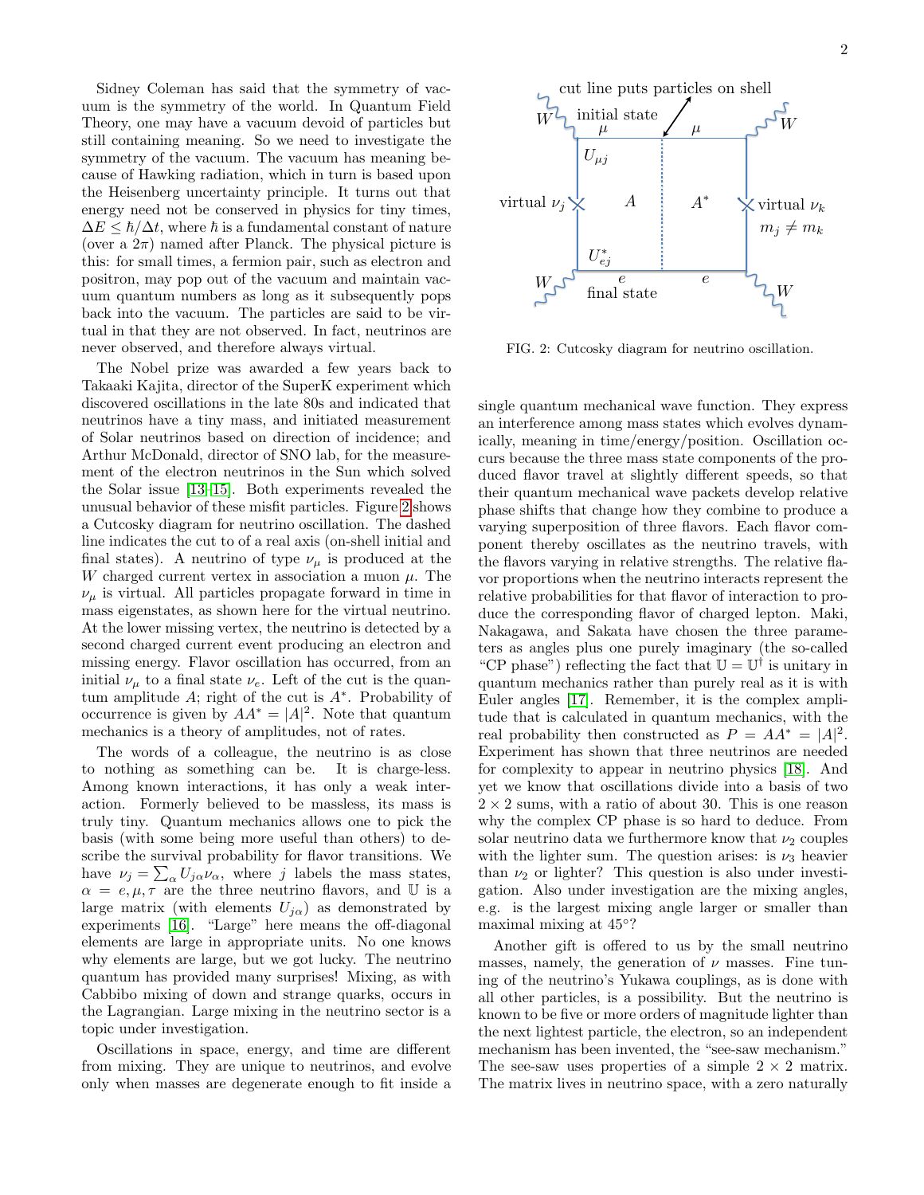Sidney Coleman has said that the symmetry of vacuum is the symmetry of the world. In Quantum Field Theory, one may have a vacuum devoid of particles but still containing meaning. So we need to investigate the symmetry of the vacuum. The vacuum has meaning because of Hawking radiation, which in turn is based upon the Heisenberg uncertainty principle. It turns out that energy need not be conserved in physics for tiny times, $\Delta E \leq \hbar/\Delta t$, where $\hbar$ is a fundamental constant of nature (over a $2\pi$) named after Planck. The physical picture is this: for small times, a fermion pair, such as electron and positron, may pop out of the vacuum and maintain vacuum quantum numbers as long as it subsequently pops back into the vacuum. The particles are said to be virtual in that they are not observed. In fact, neutrinos are never observed, and therefore always virtual.

The Nobel prize was awarded a few years back to Takaaki Kajita, director of the SuperK experiment which discovered oscillations in the late 80s and indicated that neutrinos have a tiny mass, and initiated measurement of Solar neutrinos based on direction of incidence; and Arthur McDonald, director of SNO lab, for the measurement of the electron neutrinos in the Sun which solved the Solar issue [13–15]. Both experiments revealed the unusual behavior of these misfit particles. Figure 2 shows a Cutcosky diagram for neutrino oscillation. The dashed line indicates the cut to of a real axis (on-shell initial and final states). A neutrino of type $\nu_\mu$ is produced at the $W$ charged current vertex in association a muon $\mu$. The $\nu_\mu$ is virtual. All particles propagate forward in time in mass eigenstates, as shown here for the virtual neutrino. At the lower missing vertex, the neutrino is detected by a second charged current event producing an electron and missing energy. Flavor oscillation has occurred, from an initial $\nu_\mu$ to a final state $\nu_e$. Left of the cut is the quantum amplitude $A$; right of the cut is $A^*$. Probability of occurrence is given by $AA^* = |A|^2$. Note that quantum mechanics is a theory of amplitudes, not of rates.

The words of a colleague, the neutrino is as close to nothing as something can be. It is charge-less. Among known interactions, it has only a weak interaction. Formerly believed to be massless, its mass is truly tiny. Quantum mechanics allows one to pick the basis (with some being more useful than others) to describe the survival probability for flavor transitions. We have $\nu_j = \sum_\alpha U_{j\alpha}\nu_\alpha$, where $j$ labels the mass states, $\alpha = e, \mu, \tau$ are the three neutrino flavors, and $\mathbb{U}$ is a large matrix (with elements $U_{j\alpha}$) as demonstrated by experiments [16]. "Large" here means the off-diagonal elements are large in appropriate units. No one knows why elements are large, but we got lucky. The neutrino quantum has provided many surprises! Mixing, as with Cabbibo mixing of down and strange quarks, occurs in the Lagrangian. Large mixing in the neutrino sector is a topic under investigation.

Oscillations in space, energy, and time are different from mixing. They are unique to neutrinos, and evolve only when masses are degenerate enough to fit inside a single quantum mechanical wave function. They express an interference among mass states which evolves dynamically, meaning in time/energy/position. Oscillation occurs because the three mass state components of the produced flavor travel at slightly different speeds, so that their quantum mechanical wave packets develop relative phase shifts that change how they combine to produce a varying superposition of three flavors. Each flavor component thereby oscillates as the neutrino travels, with the flavors varying in relative strengths. The relative flavor proportions when the neutrino interacts represent the relative probabilities for that flavor of interaction to produce the corresponding flavor of charged lepton. Maki, Nakagawa, and Sakata have chosen the three parameters as angles plus one purely imaginary (the so-called "CP phase") reflecting the fact that $\mathbb{U} = \mathbb{U}^\dagger$ is unitary in quantum mechanics rather than purely real as it is with Euler angles [17]. Remember, it is the complex amplitude that is calculated in quantum mechanics, with the real probability then constructed as $P = AA^* = |A|^2$. Experiment has shown that three neutrinos are needed for complexity to appear in neutrino physics [18]. And yet we know that oscillations divide into a basis of two $2 \times 2$ sums, with a ratio of about 30. This is one reason why the complex CP phase is so hard to deduce. From solar neutrino data we furthermore know that $\nu_2$ couples with the lighter sum. The question arises: is $\nu_3$ heavier than $\nu_2$ or lighter? This question is also under investigation. Also under investigation are the mixing angles, e.g. is the largest mixing angle larger or smaller than maximal mixing at 45°?

Another gift is offered to us by the small neutrino masses, namely, the generation of $\nu$ masses. Fine tuning of the neutrino's Yukawa couplings, as is done with all other particles, is a possibility. But the neutrino is known to be five or more orders of magnitude lighter than the next lightest particle, the electron, so an independent mechanism has been invented, the "see-saw mechanism." The see-saw uses properties of a simple $2 \times 2$ matrix. The matrix lives in neutrino space, with a zero naturally

FIG. 2: Cutcosky diagram for neutrino oscillation.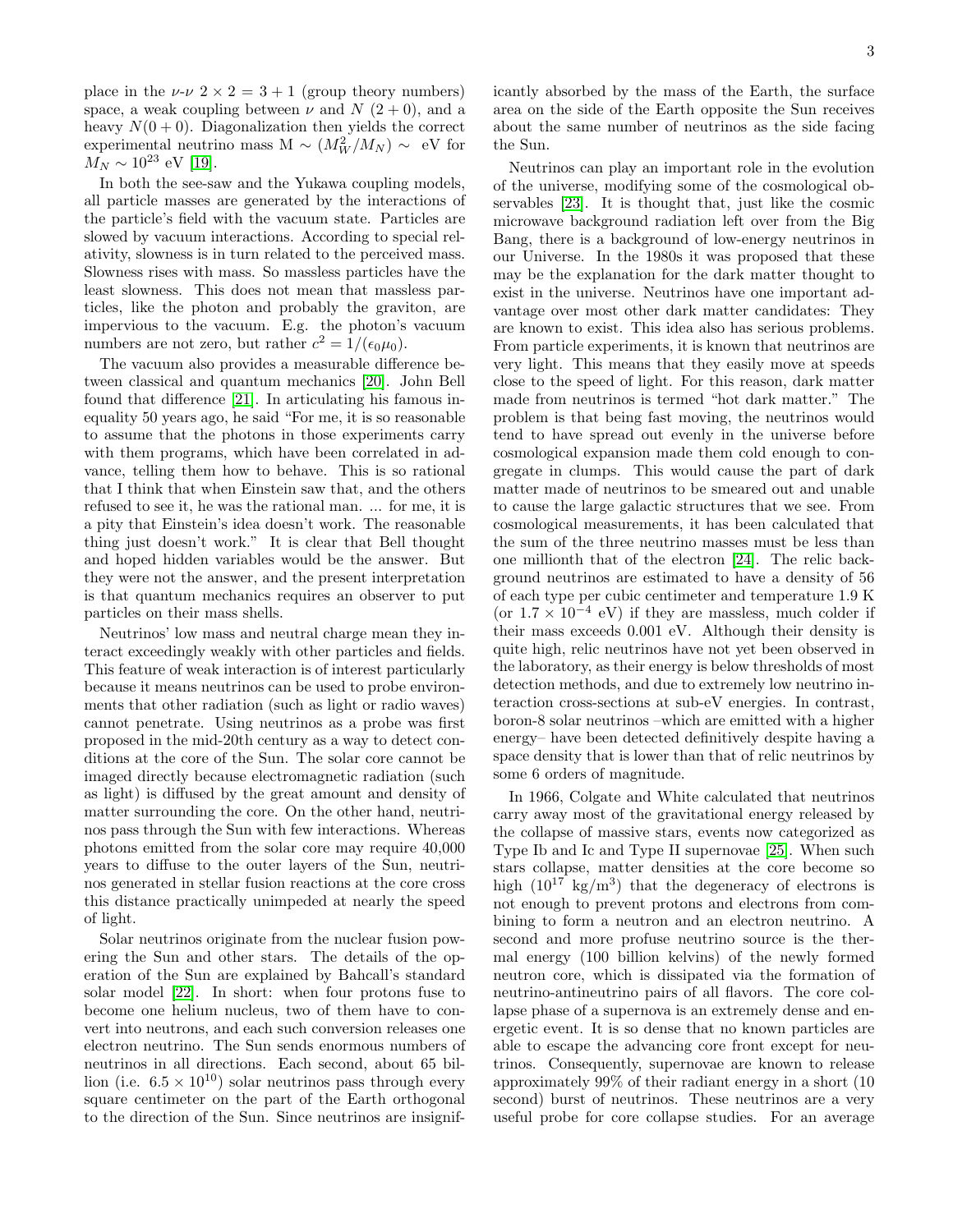place in the $\nu$-$\nu$ $2 \times 2 = 3 + 1$ (group theory numbers) space, a weak coupling between $\nu$ and $N$ $(2+0)$, and a heavy $N(0+0)$. Diagonalization then yields the correct experimental neutrino mass M $\sim (M_W^2/M_N) \sim$ eV for $M_N \sim 10^{23}$ eV [19].

In both the see-saw and the Yukawa coupling models, all particle masses are generated by the interactions of the particle's field with the vacuum state. Particles are slowed by vacuum interactions. According to special relativity, slowness is in turn related to the perceived mass. Slowness rises with mass. So massless particles have the least slowness. This does not mean that massless particles, like the photon and probably the graviton, are impervious to the vacuum. E.g. the photon's vacuum numbers are not zero, but rather $c^2 = 1/(\epsilon_0 \mu_0)$.

The vacuum also provides a measurable difference between classical and quantum mechanics [20]. John Bell found that difference [21]. In articulating his famous inequality 50 years ago, he said "For me, it is so reasonable to assume that the photons in those experiments carry with them programs, which have been correlated in advance, telling them how to behave. This is so rational that I think that when Einstein saw that, and the others refused to see it, he was the rational man. ... for me, it is a pity that Einstein's idea doesn't work. The reasonable thing just doesn't work." It is clear that Bell thought and hoped hidden variables would be the answer. But they were not the answer, and the present interpretation is that quantum mechanics requires an observer to put particles on their mass shells.

Neutrinos' low mass and neutral charge mean they interact exceedingly weakly with other particles and fields. This feature of weak interaction is of interest particularly because it means neutrinos can be used to probe environments that other radiation (such as light or radio waves) cannot penetrate. Using neutrinos as a probe was first proposed in the mid-20th century as a way to detect conditions at the core of the Sun. The solar core cannot be imaged directly because electromagnetic radiation (such as light) is diffused by the great amount and density of matter surrounding the core. On the other hand, neutrinos pass through the Sun with few interactions. Whereas photons emitted from the solar core may require 40,000 years to diffuse to the outer layers of the Sun, neutrinos generated in stellar fusion reactions at the core cross this distance practically unimpeded at nearly the speed of light.

Solar neutrinos originate from the nuclear fusion powering the Sun and other stars. The details of the operation of the Sun are explained by Bahcall's standard solar model [22]. In short: when four protons fuse to become one helium nucleus, two of them have to convert into neutrons, and each such conversion releases one electron neutrino. The Sun sends enormous numbers of neutrinos in all directions. Each second, about 65 billion (i.e. $6.5 \times 10^{10}$) solar neutrinos pass through every square centimeter on the part of the Earth orthogonal to the direction of the Sun. Since neutrinos are insignificantly absorbed by the mass of the Earth, the surface area on the side of the Earth opposite the Sun receives about the same number of neutrinos as the side facing the Sun.

Neutrinos can play an important role in the evolution of the universe, modifying some of the cosmological observables [23]. It is thought that, just like the cosmic microwave background radiation left over from the Big Bang, there is a background of low-energy neutrinos in our Universe. In the 1980s it was proposed that these may be the explanation for the dark matter thought to exist in the universe. Neutrinos have one important advantage over most other dark matter candidates: They are known to exist. This idea also has serious problems. From particle experiments, it is known that neutrinos are very light. This means that they easily move at speeds close to the speed of light. For this reason, dark matter made from neutrinos is termed "hot dark matter." The problem is that being fast moving, the neutrinos would tend to have spread out evenly in the universe before cosmological expansion made them cold enough to congregate in clumps. This would cause the part of dark matter made of neutrinos to be smeared out and unable to cause the large galactic structures that we see. From cosmological measurements, it has been calculated that the sum of the three neutrino masses must be less than one millionth that of the electron [24]. The relic background neutrinos are estimated to have a density of 56 of each type per cubic centimeter and temperature 1.9 K (or $1.7 \times 10^{-4}$ eV) if they are massless, much colder if their mass exceeds 0.001 eV. Although their density is quite high, relic neutrinos have not yet been observed in the laboratory, as their energy is below thresholds of most detection methods, and due to extremely low neutrino interaction cross-sections at sub-eV energies. In contrast, boron-8 solar neutrinos –which are emitted with a higher energy– have been detected definitively despite having a space density that is lower than that of relic neutrinos by some 6 orders of magnitude.

In 1966, Colgate and White calculated that neutrinos carry away most of the gravitational energy released by the collapse of massive stars, events now categorized as Type Ib and Ic and Type II supernovae [25]. When such stars collapse, matter densities at the core become so high ($10^{17}$ kg/m$^3$) that the degeneracy of electrons is not enough to prevent protons and electrons from combining to form a neutron and an electron neutrino. A second and more profuse neutrino source is the thermal energy (100 billion kelvins) of the newly formed neutron core, which is dissipated via the formation of neutrino-antineutrino pairs of all flavors. The core collapse phase of a supernova is an extremely dense and energetic event. It is so dense that no known particles are able to escape the advancing core front except for neutrinos. Consequently, supernovae are known to release approximately 99% of their radiant energy in a short (10 second) burst of neutrinos. These neutrinos are a very useful probe for core collapse studies. For an average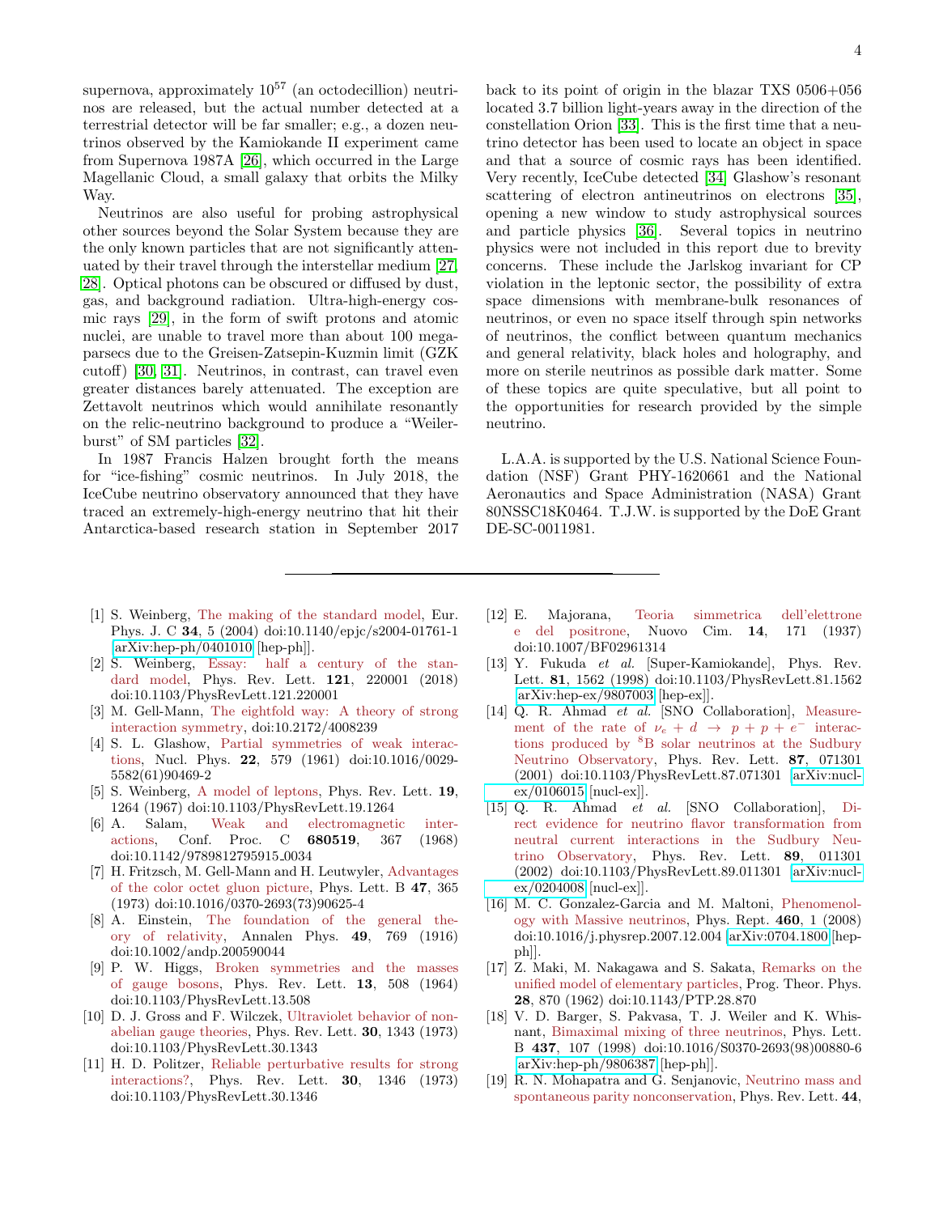supernova, approximately $10^{57}$ (an octodecillion) neutrinos are released, but the actual number detected at a terrestrial detector will be far smaller; e.g., a dozen neutrinos observed by the Kamiokande II experiment came from Supernova 1987A [26], which occurred in the Large Magellanic Cloud, a small galaxy that orbits the Milky Way.

Neutrinos are also useful for probing astrophysical other sources beyond the Solar System because they are the only known particles that are not significantly attenuated by their travel through the interstellar medium [27, 28]. Optical photons can be obscured or diffused by dust, gas, and background radiation. Ultra-high-energy cosmic rays [29], in the form of swift protons and atomic nuclei, are unable to travel more than about 100 megaparsecs due to the Greisen-Zatsepin-Kuzmin limit (GZK cutoff) [30, 31]. Neutrinos, in contrast, can travel even greater distances barely attenuated. The exception are Zettavolt neutrinos which would annihilate resonantly on the relic-neutrino background to produce a "Weiler-burst" of SM particles [32].

In 1987 Francis Halzen brought forth the means for "ice-fishing" cosmic neutrinos. In July 2018, the IceCube neutrino observatory announced that they have traced an extremely-high-energy neutrino that hit their Antarctica-based research station in September 2017 back to its point of origin in the blazar TXS 0506+056 located 3.7 billion light-years away in the direction of the constellation Orion [33]. This is the first time that a neutrino detector has been used to locate an object in space and that a source of cosmic rays has been identified. Very recently, IceCube detected [34] Glashow's resonant scattering of electron antineutrinos on electrons [35], opening a new window to study astrophysical sources and particle physics [36]. Several topics in neutrino physics were not included in this report due to brevity concerns. These include the Jarlskog invariant for CP violation in the leptonic sector, the possibility of extra space dimensions with membrane-bulk resonances of neutrinos, or even no space itself through spin networks of neutrinos, the conflict between quantum mechanics and general relativity, black holes and holography, and more on sterile neutrinos as possible dark matter. Some of these topics are quite speculative, but all point to the opportunities for research provided by the simple neutrino.

L.A.A. is supported by the U.S. National Science Foundation (NSF) Grant PHY-1620661 and the National Aeronautics and Space Administration (NASA) Grant 80NSSC18K0464. T.J.W. is supported by the DoE Grant DE-SC-0011981.

---

[1] S. Weinberg, The making of the standard model, Eur. Phys. J. C **34**, 5 (2004) doi:10.1140/epjc/s2004-01761-1 [arXiv:hep-ph/0401010 [hep-ph]].

[2] S. Weinberg, Essay: half a century of the standard model, Phys. Rev. Lett. **121**, 220001 (2018) doi:10.1103/PhysRevLett.121.220001

[3] M. Gell-Mann, The eightfold way: A theory of strong interaction symmetry, doi:10.2172/4008239

[4] S. L. Glashow, Partial symmetries of weak interactions, Nucl. Phys. **22**, 579 (1961) doi:10.1016/0029-5582(61)90469-2

[5] S. Weinberg, A model of leptons, Phys. Rev. Lett. **19**, 1264 (1967) doi:10.1103/PhysRevLett.19.1264

[6] A. Salam, Weak and electromagnetic interactions, Conf. Proc. C **680519**, 367 (1968) doi:10.1142/9789812795915_0034

[7] H. Fritzsch, M. Gell-Mann and H. Leutwyler, Advantages of the color octet gluon picture, Phys. Lett. B **47**, 365 (1973) doi:10.1016/0370-2693(73)90625-4

[8] A. Einstein, The foundation of the general theory of relativity, Annalen Phys. **49**, 769 (1916) doi:10.1002/andp.200590044

[9] P. W. Higgs, Broken symmetries and the masses of gauge bosons, Phys. Rev. Lett. **13**, 508 (1964) doi:10.1103/PhysRevLett.13.508

[10] D. J. Gross and F. Wilczek, Ultraviolet behavior of non-abelian gauge theories, Phys. Rev. Lett. **30**, 1343 (1973) doi:10.1103/PhysRevLett.30.1343

[11] H. D. Politzer, Reliable perturbative results for strong interactions?, Phys. Rev. Lett. **30**, 1346 (1973) doi:10.1103/PhysRevLett.30.1346

[12] E. Majorana, Teoria simmetrica dell'elettrone e del positrone, Nuovo Cim. **14**, 171 (1937) doi:10.1007/BF02961314

[13] Y. Fukuda *et al.* [Super-Kamiokande], Phys. Rev. Lett. **81**, 1562 (1998) doi:10.1103/PhysRevLett.81.1562 [arXiv:hep-ex/9807003 [hep-ex]].

[14] Q. R. Ahmad *et al.* [SNO Collaboration], Measurement of the rate of $\nu_e + d \rightarrow p + p + e^-$ interactions produced by $^8$B solar neutrinos at the Sudbury Neutrino Observatory, Phys. Rev. Lett. **87**, 071301 (2001) doi:10.1103/PhysRevLett.87.071301 [arXiv:nucl-ex/0106015 [nucl-ex]].

[15] Q. R. Ahmad *et al.* [SNO Collaboration], Direct evidence for neutrino flavor transformation from neutral current interactions in the Sudbury Neutrino Observatory, Phys. Rev. Lett. **89**, 011301 (2002) doi:10.1103/PhysRevLett.89.011301 [arXiv:nucl-ex/0204008 [nucl-ex]].

[16] M. C. Gonzalez-Garcia and M. Maltoni, Phenomenology with Massive neutrinos, Phys. Rept. **460**, 1 (2008) doi:10.1016/j.physrep.2007.12.004 [arXiv:0704.1800 [hep-ph]].

[17] Z. Maki, M. Nakagawa and S. Sakata, Remarks on the unified model of elementary particles, Prog. Theor. Phys. **28**, 870 (1962) doi:10.1143/PTP.28.870

[18] V. D. Barger, S. Pakvasa, T. J. Weiler and K. Whisnant, Bimaximal mixing of three neutrinos, Phys. Lett. B **437**, 107 (1998) doi:10.1016/S0370-2693(98)00880-6 [arXiv:hep-ph/9806387 [hep-ph]].

[19] R. N. Mohapatra and G. Senjanovic, Neutrino mass and spontaneous parity nonconservation, Phys. Rev. Lett. **44**,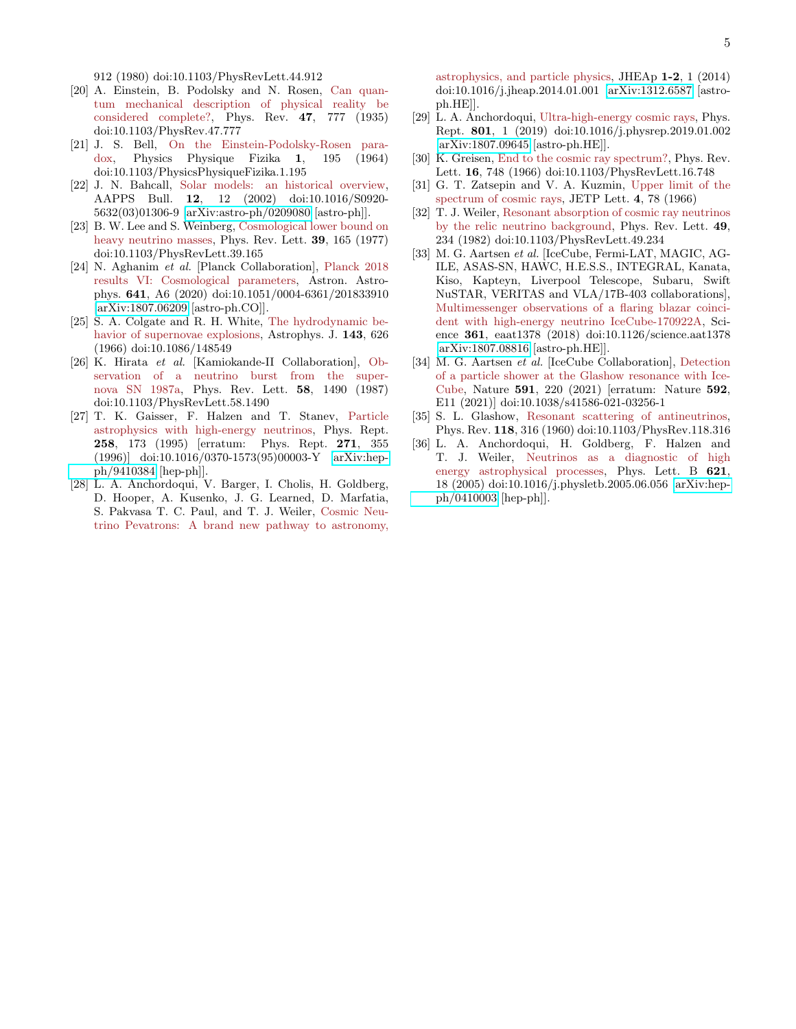912 (1980) doi:10.1103/PhysRevLett.44.912

[20] A. Einstein, B. Podolsky and N. Rosen, Can quantum mechanical description of physical reality be considered complete?, Phys. Rev. **47**, 777 (1935) doi:10.1103/PhysRev.47.777

[21] J. S. Bell, On the Einstein-Podolsky-Rosen paradox, Physics Physique Fizika **1**, 195 (1964) doi:10.1103/PhysicsPhysiqueFizika.1.195

[22] J. N. Bahcall, Solar models: an historical overview, AAPPS Bull. **12**, 12 (2002) doi:10.1016/S0920-5632(03)01306-9 [arXiv:astro-ph/0209080 [astro-ph]].

[23] B. W. Lee and S. Weinberg, Cosmological lower bound on heavy neutrino masses, Phys. Rev. Lett. **39**, 165 (1977) doi:10.1103/PhysRevLett.39.165

[24] N. Aghanim *et al.* [Planck Collaboration], Planck 2018 results VI: Cosmological parameters, Astron. Astrophys. **641**, A6 (2020) doi:10.1051/0004-6361/201833910 [arXiv:1807.06209 [astro-ph.CO]].

[25] S. A. Colgate and R. H. White, The hydrodynamic behavior of supernovae explosions, Astrophys. J. **143**, 626 (1966) doi:10.1086/148549

[26] K. Hirata *et al.* [Kamiokande-II Collaboration], Observation of a neutrino burst from the supernova SN 1987a, Phys. Rev. Lett. **58**, 1490 (1987) doi:10.1103/PhysRevLett.58.1490

[27] T. K. Gaisser, F. Halzen and T. Stanev, Particle astrophysics with high-energy neutrinos, Phys. Rept. **258**, 173 (1995) [erratum: Phys. Rept. **271**, 355 (1996)] doi:10.1016/0370-1573(95)00003-Y [arXiv:hep-ph/9410384 [hep-ph]].

[28] L. A. Anchordoqui, V. Barger, I. Cholis, H. Goldberg, D. Hooper, A. Kusenko, J. G. Learned, D. Marfatia, S. Pakvasa T. C. Paul, and T. J. Weiler, Cosmic Neutrino Pevatrons: A brand new pathway to astronomy, astrophysics, and particle physics, JHEAp **1-2**, 1 (2014) doi:10.1016/j.jheap.2014.01.001 [arXiv:1312.6587 [astro-ph.HE]].

[29] L. A. Anchordoqui, Ultra-high-energy cosmic rays, Phys. Rept. **801**, 1 (2019) doi:10.1016/j.physrep.2019.01.002 [arXiv:1807.09645 [astro-ph.HE]].

[30] K. Greisen, End to the cosmic ray spectrum?, Phys. Rev. Lett. **16**, 748 (1966) doi:10.1103/PhysRevLett.16.748

[31] G. T. Zatsepin and V. A. Kuzmin, Upper limit of the spectrum of cosmic rays, JETP Lett. **4**, 78 (1966)

[32] T. J. Weiler, Resonant absorption of cosmic ray neutrinos by the relic neutrino background, Phys. Rev. Lett. **49**, 234 (1982) doi:10.1103/PhysRevLett.49.234

[33] M. G. Aartsen *et al.* [IceCube, Fermi-LAT, MAGIC, AGILE, ASAS-SN, HAWC, H.E.S.S., INTEGRAL, Kanata, Kiso, Kapteyn, Liverpool Telescope, Subaru, Swift NuSTAR, VERITAS and VLA/17B-403 collaborations], Multimessenger observations of a flaring blazar coincident with high-energy neutrino IceCube-170922A, Science **361**, eaat1378 (2018) doi:10.1126/science.aat1378 [arXiv:1807.08816 [astro-ph.HE]].

[34] M. G. Aartsen *et al.* [IceCube Collaboration], Detection of a particle shower at the Glashow resonance with IceCube, Nature **591**, 220 (2021) [erratum: Nature **592**, E11 (2021)] doi:10.1038/s41586-021-03256-1

[35] S. L. Glashow, Resonant scattering of antineutrinos, Phys. Rev. **118**, 316 (1960) doi:10.1103/PhysRev.118.316

[36] L. A. Anchordoqui, H. Goldberg, F. Halzen and T. J. Weiler, Neutrinos as a diagnostic of high energy astrophysical processes, Phys. Lett. B **621**, 18 (2005) doi:10.1016/j.physletb.2005.06.056 [arXiv:hep-ph/0410003 [hep-ph]].